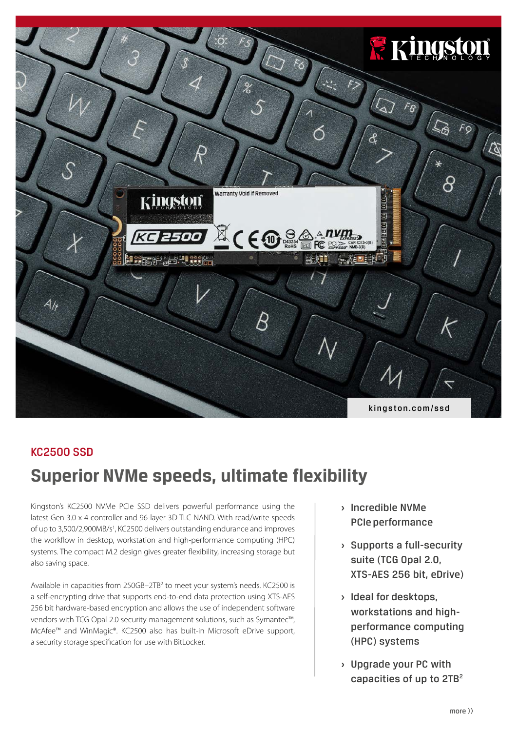kingston.com/ssd

## KC2500 SSD

# Superior NVMe speeds, ultimate flexibility

Kingston's KC2500 NVMe PCIe SSD delivers powerful performance using the latest Gen 3.0 x 4 controller and 96-layer 3D TLC NAND. With read/write speeds of up to 3,500/2,900MB/s[1], KC2500 delivers outstanding endurance and improves the workflow in desktop, workstation and high-performance computing (HPC) systems. The compact M.2 design gives greater flexibility, increasing storage but also saving space.

Available in capacities from 250GB–2TB[2] to meet your system's needs. KC2500 is a self-encrypting drive that supports end-to-end data protection using XTS-AES 256 bit hardware-based encryption and allows the use of independent software vendors with TCG Opal 2.0 security management solutions, such as Symantec™, McAfee™ and WinMagic®. KC2500 also has built-in Microsoft eDrive support, a security storage specification for use with BitLocker.

- › Incredible NVMe PCIe performance
- › Supports a full-security suite (TCG Opal 2.0, XTS-AES 256 bit, eDrive)
- › Ideal for desktops, workstations and high-performance computing (HPC) systems
- › Upgrade your PC with capacities of up to 2TB[2]

more ››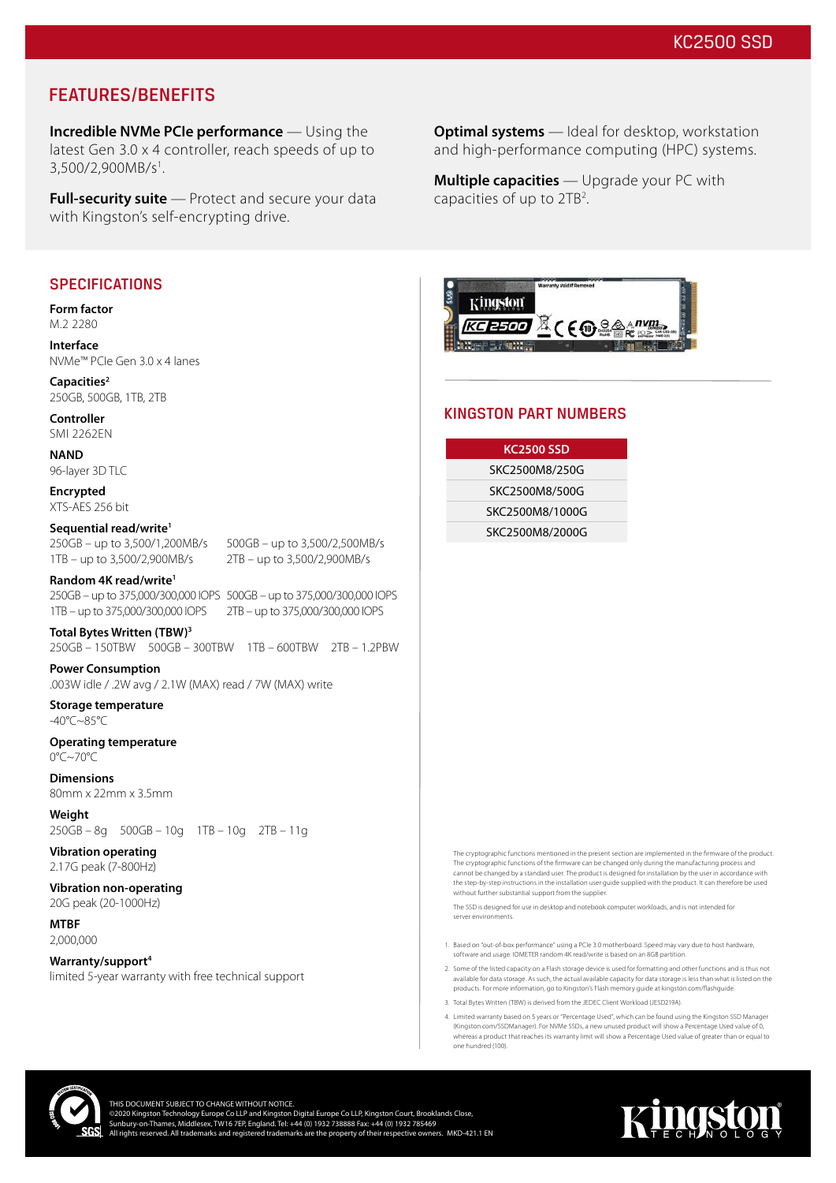## FEATURES/BENEFITS

**Incredible NVMe PCIe performance** — Using the latest Gen 3.0 x 4 controller, reach speeds of up to 3,500/2,900MB/s[1].

**Full-security suite** — Protect and secure your data with Kingston's self-encrypting drive.

**Optimal systems** — Ideal for desktop, workstation and high-performance computing (HPC) systems.

**Multiple capacities** — Upgrade your PC with capacities of up to 2TB[2].

## SPECIFICATIONS

**Form factor**
M.2 2280

**Interface**
NVMe™ PCIe Gen 3.0 x 4 lanes

**Capacities[2]**
250GB, 500GB, 1TB, 2TB

**Controller**
SMI 2262EN

**NAND**
96-layer 3D TLC

**Encrypted**
XTS-AES 256 bit

**Sequential read/write[1]**
250GB – up to 3,500/1,200MB/s
500GB – up to 3,500/2,500MB/s
1TB – up to 3,500/2,900MB/s
2TB – up to 3,500/2,900MB/s

**Random 4K read/write[1]**
250GB – up to 375,000/300,000 IOPS
500GB – up to 375,000/300,000 IOPS
1TB – up to 375,000/300,000 IOPS
2TB – up to 375,000/300,000 IOPS

**Total Bytes Written (TBW)[3]**
250GB – 150TBW  500GB – 300TBW  1TB – 600TBW  2TB – 1.2PBW

**Power Consumption**
.003W idle / .2W avg / 2.1W (MAX) read / 7W (MAX) write

**Storage temperature**
-40°C~85°C

**Operating temperature**
0°C~70°C

**Dimensions**
80mm x 22mm x 3.5mm

**Weight**
250GB – 8g  500GB – 10g  1TB – 10g  2TB – 11g

**Vibration operating**
2.17G peak (7-800Hz)

**Vibration non-operating**
20G peak (20-1000Hz)

**MTBF**
2,000,000

**Warranty/support[4]**
limited 5-year warranty with free technical support

## KINGSTON PART NUMBERS

| KC2500 SSD |
|---|
| SKC2500M8/250G |
| SKC2500M8/500G |
| SKC2500M8/1000G |
| SKC2500M8/2000G |

The cryptographic functions mentioned in the present section are implemented in the firmware of the product. The cryptographic functions of the firmware can be changed only during the manufacturing process and cannot be changed by a standard user. The product is designed for installation by the user in accordance with the step-by-step instructions in the installation user guide supplied with the product. It can therefore be used without further substantial support from the supplier.

The SSD is designed for use in desktop and notebook computer workloads, and is not intended for server environments.

1. Based on "out-of-box performance" using a PCIe 3.0 motherboard. Speed may vary due to host hardware, software and usage. IOMETER random 4K read/write is based on an 8GB partition.
2. Some of the listed capacity on a Flash storage device is used for formatting and other functions and is thus not available for data storage. As such, the actual available capacity for data storage is less than what is listed on the products. For more information, go to Kingston's Flash memory guide at kingston.com/flashguide.
3. Total Bytes Written (TBW) is derived from the JEDEC Client Workload (JESD219A).
4. Limited warranty based on 5 years or "Percentage Used", which can be found using the Kingston SSD Manager (Kingston.com/SSDManager). For NVMe SSDs, a new unused product will show a Percentage Used value of 0, whereas a product that reaches its warranty limit will show a Percentage Used value of greater than or equal to one hundred (100).

THIS DOCUMENT SUBJECT TO CHANGE WITHOUT NOTICE.
©2020 Kingston Technology Europe Co LLP and Kingston Digital Europe Co LLP, Kingston Court, Brooklands Close, Sunbury-on-Thames, Middlesex, TW16 7EP, England. Tel: +44 (0) 1932 738888 Fax: +44 (0) 1932 785469
All rights reserved. All trademarks and registered trademarks are the property of their respective owners. MKD-421.1 EN